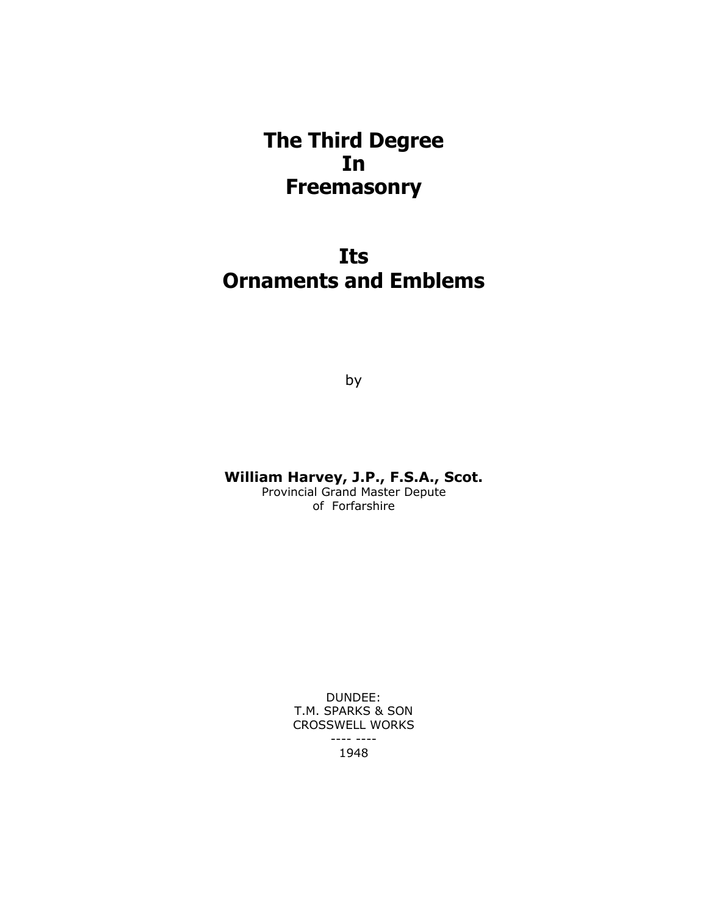# The Third Degree In Freemasonry

## Its Ornaments and Emblems

by

**William Harvey, J.P., F.S.A., Scot.**
Provincial Grand Master Depute
of Forfarshire

DUNDEE:
T.M. SPARKS & SON
CROSSWELL WORKS
---- ----
1948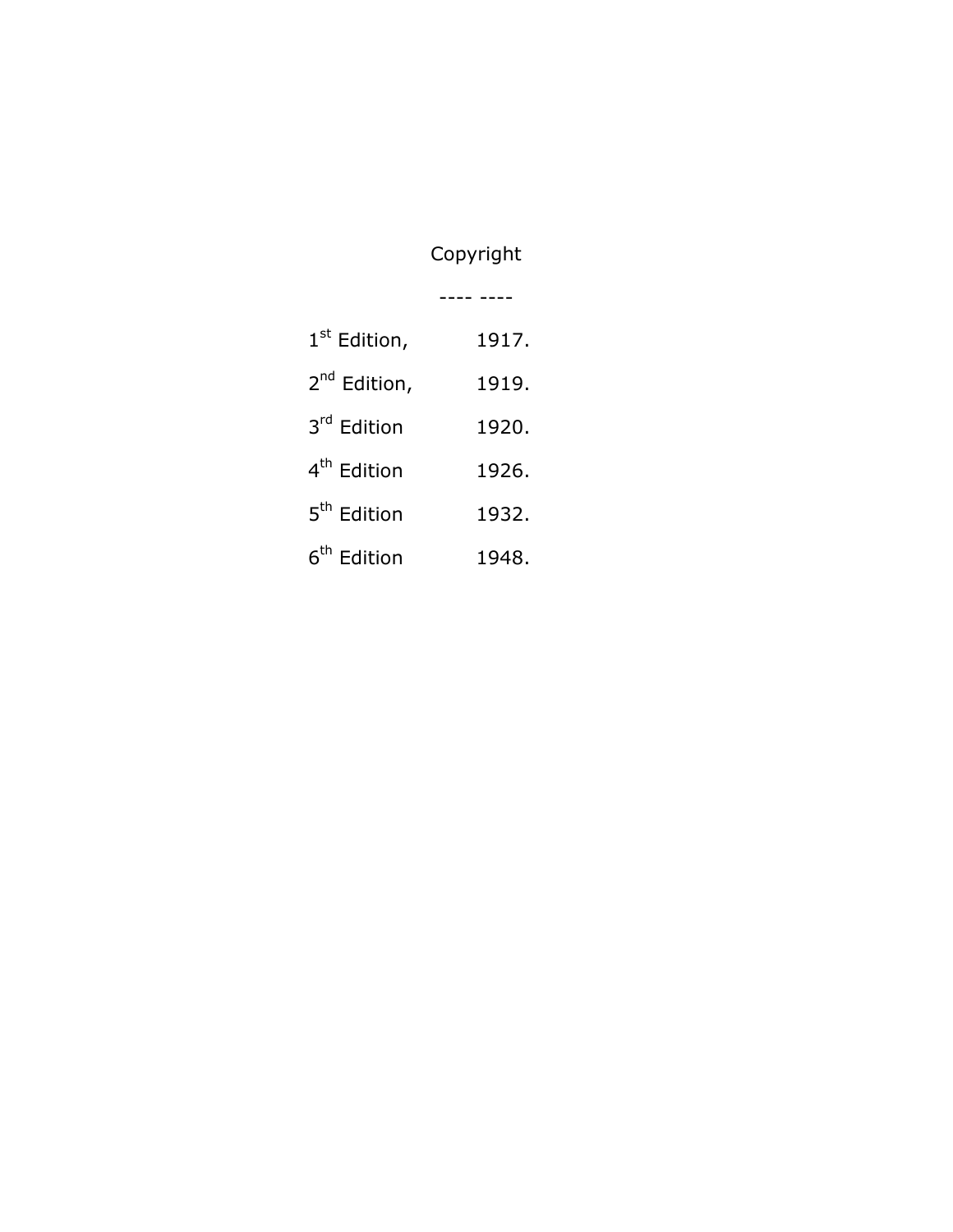Copyright

---- ----

| | |
|---|---|
| 1st Edition, | 1917. |
| 2nd Edition, | 1919. |
| 3rd Edition | 1920. |
| 4th Edition | 1926. |
| 5th Edition | 1932. |
| 6th Edition | 1948. |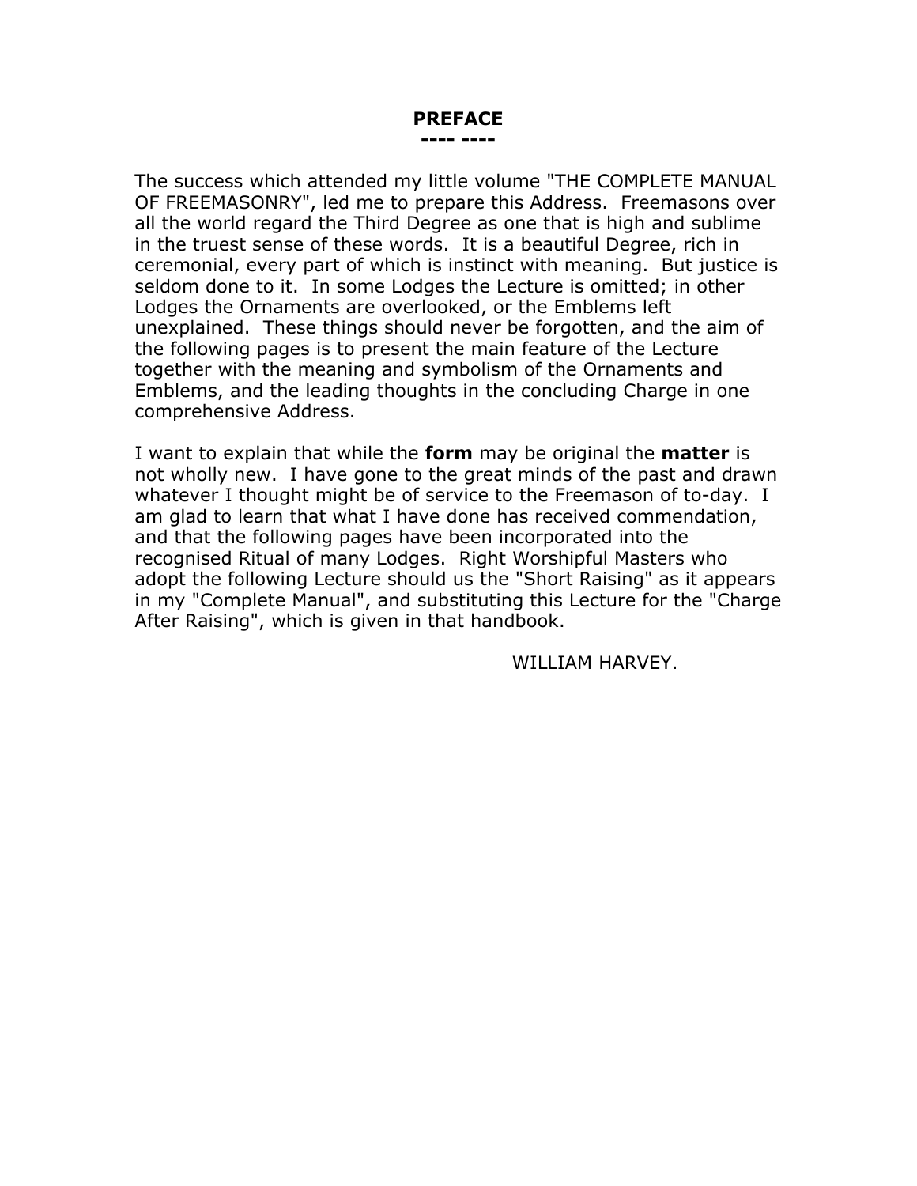# PREFACE

---- ----

The success which attended my little volume "THE COMPLETE MANUAL OF FREEMASONRY", led me to prepare this Address. Freemasons over all the world regard the Third Degree as one that is high and sublime in the truest sense of these words. It is a beautiful Degree, rich in ceremonial, every part of which is instinct with meaning. But justice is seldom done to it. In some Lodges the Lecture is omitted; in other Lodges the Ornaments are overlooked, or the Emblems left unexplained. These things should never be forgotten, and the aim of the following pages is to present the main feature of the Lecture together with the meaning and symbolism of the Ornaments and Emblems, and the leading thoughts in the concluding Charge in one comprehensive Address.

I want to explain that while the **form** may be original the **matter** is not wholly new. I have gone to the great minds of the past and drawn whatever I thought might be of service to the Freemason of to-day. I am glad to learn that what I have done has received commendation, and that the following pages have been incorporated into the recognised Ritual of many Lodges. Right Worshipful Masters who adopt the following Lecture should us the "Short Raising" as it appears in my "Complete Manual", and substituting this Lecture for the "Charge After Raising", which is given in that handbook.

WILLIAM HARVEY.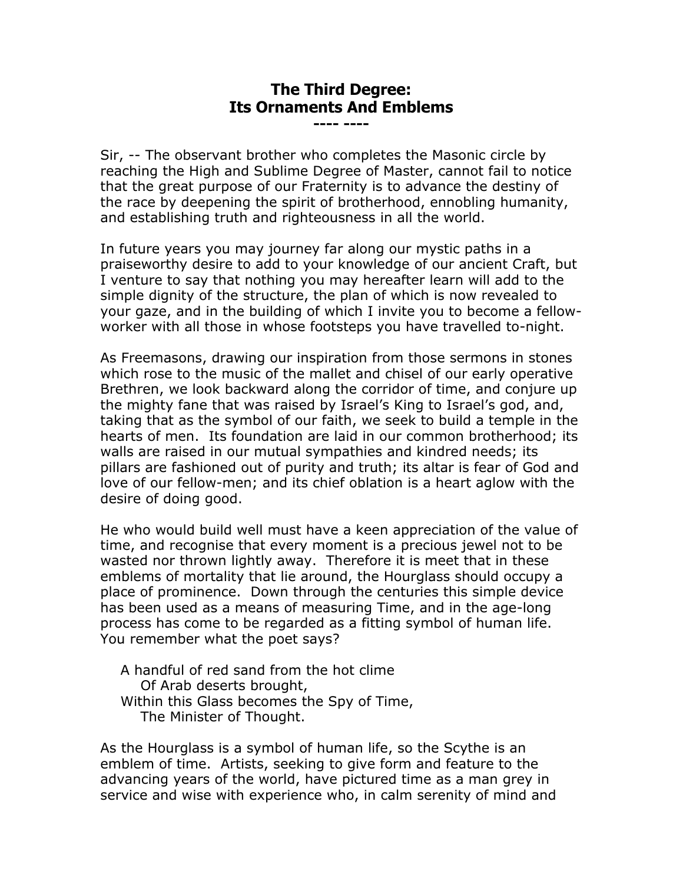# The Third Degree: Its Ornaments And Emblems

---- ----

Sir, -- The observant brother who completes the Masonic circle by reaching the High and Sublime Degree of Master, cannot fail to notice that the great purpose of our Fraternity is to advance the destiny of the race by deepening the spirit of brotherhood, ennobling humanity, and establishing truth and righteousness in all the world.

In future years you may journey far along our mystic paths in a praiseworthy desire to add to your knowledge of our ancient Craft, but I venture to say that nothing you may hereafter learn will add to the simple dignity of the structure, the plan of which is now revealed to your gaze, and in the building of which I invite you to become a fellow-worker with all those in whose footsteps you have travelled to-night.

As Freemasons, drawing our inspiration from those sermons in stones which rose to the music of the mallet and chisel of our early operative Brethren, we look backward along the corridor of time, and conjure up the mighty fane that was raised by Israel's King to Israel's god, and, taking that as the symbol of our faith, we seek to build a temple in the hearts of men. Its foundation are laid in our common brotherhood; its walls are raised in our mutual sympathies and kindred needs; its pillars are fashioned out of purity and truth; its altar is fear of God and love of our fellow-men; and its chief oblation is a heart aglow with the desire of doing good.

He who would build well must have a keen appreciation of the value of time, and recognise that every moment is a precious jewel not to be wasted nor thrown lightly away. Therefore it is meet that in these emblems of mortality that lie around, the Hourglass should occupy a place of prominence. Down through the centuries this simple device has been used as a means of measuring Time, and in the age-long process has come to be regarded as a fitting symbol of human life. You remember what the poet says?

> A handful of red sand from the hot clime
> Of Arab deserts brought,
> Within this Glass becomes the Spy of Time,
> The Minister of Thought.

As the Hourglass is a symbol of human life, so the Scythe is an emblem of time. Artists, seeking to give form and feature to the advancing years of the world, have pictured time as a man grey in service and wise with experience who, in calm serenity of mind and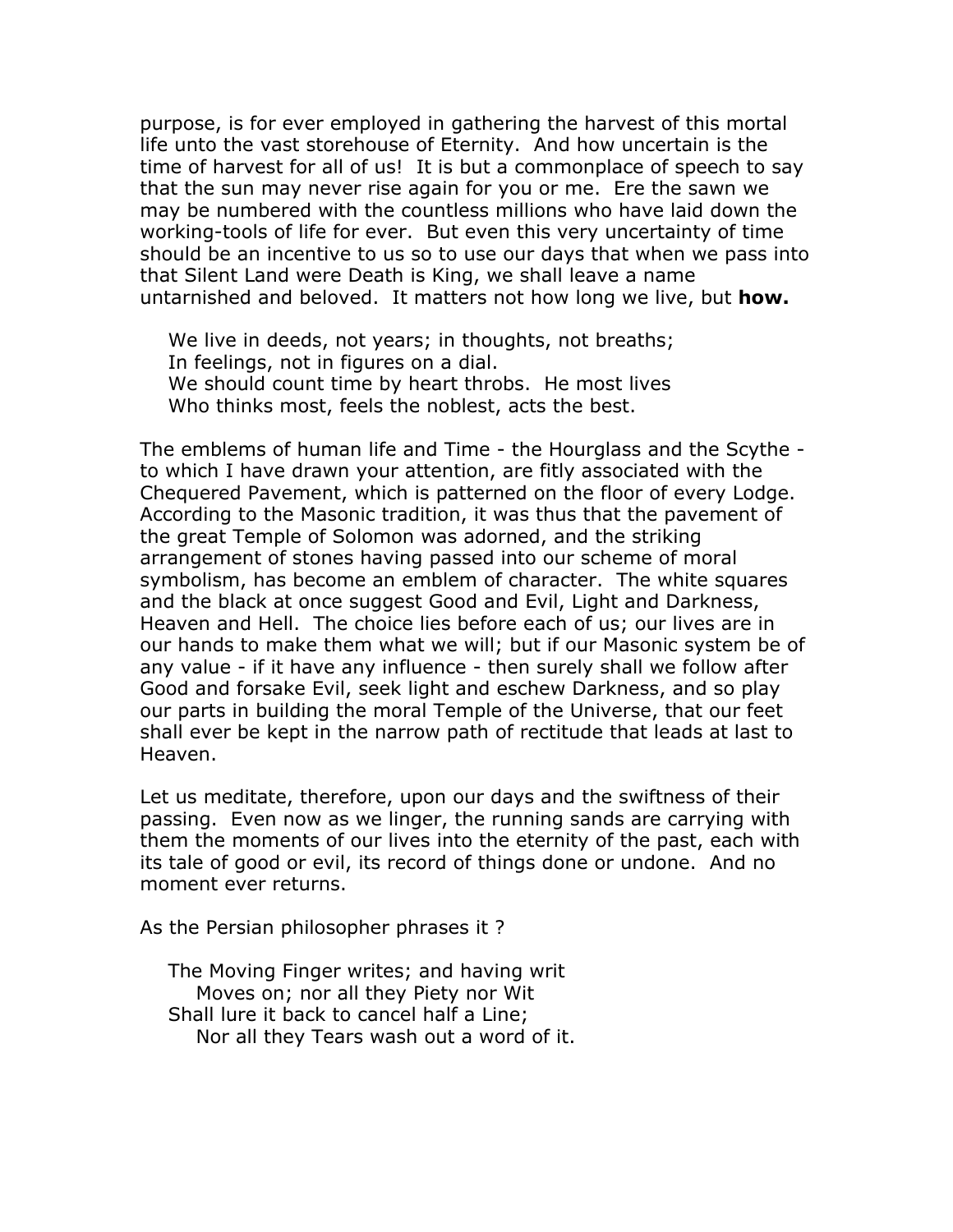purpose, is for ever employed in gathering the harvest of this mortal life unto the vast storehouse of Eternity. And how uncertain is the time of harvest for all of us! It is but a commonplace of speech to say that the sun may never rise again for you or me. Ere the sawn we may be numbered with the countless millions who have laid down the working-tools of life for ever. But even this very uncertainty of time should be an incentive to us so to use our days that when we pass into that Silent Land were Death is King, we shall leave a name untarnished and beloved. It matters not how long we live, but **how.**

> We live in deeds, not years; in thoughts, not breaths;
> In feelings, not in figures on a dial.
> We should count time by heart throbs. He most lives
> Who thinks most, feels the noblest, acts the best.

The emblems of human life and Time - the Hourglass and the Scythe - to which I have drawn your attention, are fitly associated with the Chequered Pavement, which is patterned on the floor of every Lodge. According to the Masonic tradition, it was thus that the pavement of the great Temple of Solomon was adorned, and the striking arrangement of stones having passed into our scheme of moral symbolism, has become an emblem of character. The white squares and the black at once suggest Good and Evil, Light and Darkness, Heaven and Hell. The choice lies before each of us; our lives are in our hands to make them what we will; but if our Masonic system be of any value - if it have any influence - then surely shall we follow after Good and forsake Evil, seek light and eschew Darkness, and so play our parts in building the moral Temple of the Universe, that our feet shall ever be kept in the narrow path of rectitude that leads at last to Heaven.

Let us meditate, therefore, upon our days and the swiftness of their passing. Even now as we linger, the running sands are carrying with them the moments of our lives into the eternity of the past, each with its tale of good or evil, its record of things done or undone. And no moment ever returns.

As the Persian philosopher phrases it ?

> The Moving Finger writes; and having writ
> Moves on; nor all they Piety nor Wit
> Shall lure it back to cancel half a Line;
> Nor all they Tears wash out a word of it.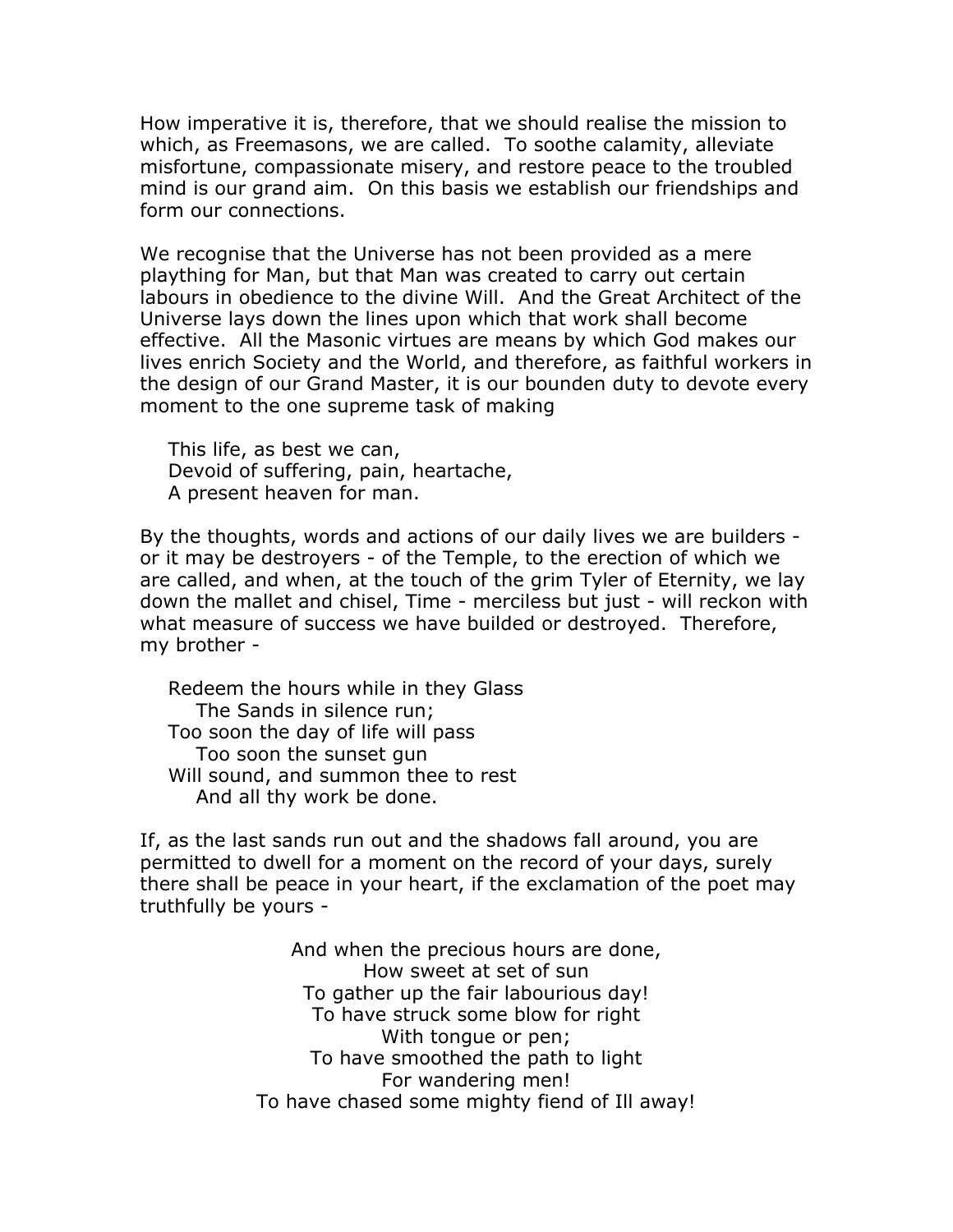How imperative it is, therefore, that we should realise the mission to which, as Freemasons, we are called. To soothe calamity, alleviate misfortune, compassionate misery, and restore peace to the troubled mind is our grand aim. On this basis we establish our friendships and form our connections.

We recognise that the Universe has not been provided as a mere plaything for Man, but that Man was created to carry out certain labours in obedience to the divine Will. And the Great Architect of the Universe lays down the lines upon which that work shall become effective. All the Masonic virtues are means by which God makes our lives enrich Society and the World, and therefore, as faithful workers in the design of our Grand Master, it is our bounden duty to devote every moment to the one supreme task of making

> This life, as best we can,  
> Devoid of suffering, pain, heartache,  
> A present heaven for man.

By the thoughts, words and actions of our daily lives we are builders - or it may be destroyers - of the Temple, to the erection of which we are called, and when, at the touch of the grim Tyler of Eternity, we lay down the mallet and chisel, Time - merciless but just - will reckon with what measure of success we have builded or destroyed. Therefore, my brother -

> Redeem the hours while in they Glass  
> &nbsp;&nbsp;&nbsp;&nbsp;The Sands in silence run;  
> Too soon the day of life will pass  
> &nbsp;&nbsp;&nbsp;&nbsp;Too soon the sunset gun  
> Will sound, and summon thee to rest  
> &nbsp;&nbsp;&nbsp;&nbsp;And all thy work be done.

If, as the last sands run out and the shadows fall around, you are permitted to dwell for a moment on the record of your days, surely there shall be peace in your heart, if the exclamation of the poet may truthfully be yours -

> And when the precious hours are done,  
> How sweet at set of sun  
> To gather up the fair labourious day!  
> To have struck some blow for right  
> With tongue or pen;  
> To have smoothed the path to light  
> For wandering men!  
> To have chased some mighty fiend of Ill away!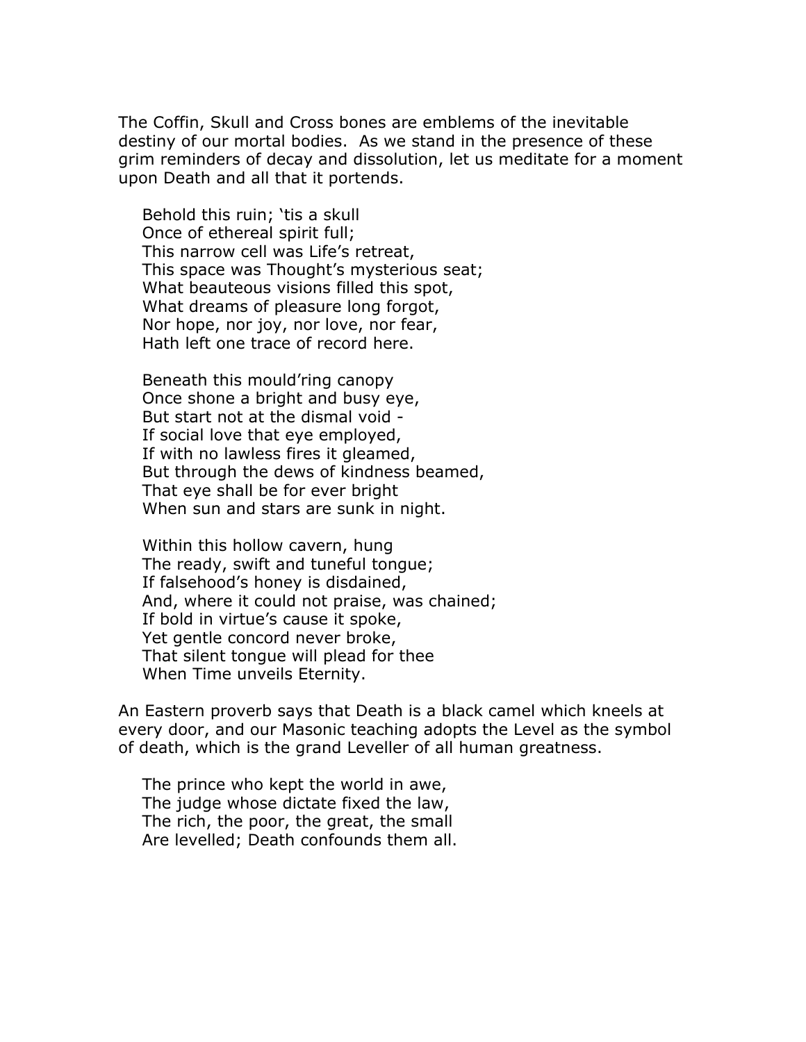The Coffin, Skull and Cross bones are emblems of the inevitable destiny of our mortal bodies. As we stand in the presence of these grim reminders of decay and dissolution, let us meditate for a moment upon Death and all that it portends.

> Behold this ruin; 'tis a skull  
> Once of ethereal spirit full;  
> This narrow cell was Life's retreat,  
> This space was Thought's mysterious seat;  
> What beauteous visions filled this spot,  
> What dreams of pleasure long forgot,  
> Nor hope, nor joy, nor love, nor fear,  
> Hath left one trace of record here.
>
> Beneath this mould'ring canopy  
> Once shone a bright and busy eye,  
> But start not at the dismal void -  
> If social love that eye employed,  
> If with no lawless fires it gleamed,  
> But through the dews of kindness beamed,  
> That eye shall be for ever bright  
> When sun and stars are sunk in night.
>
> Within this hollow cavern, hung  
> The ready, swift and tuneful tongue;  
> If falsehood's honey is disdained,  
> And, where it could not praise, was chained;  
> If bold in virtue's cause it spoke,  
> Yet gentle concord never broke,  
> That silent tongue will plead for thee  
> When Time unveils Eternity.

An Eastern proverb says that Death is a black camel which kneels at every door, and our Masonic teaching adopts the Level as the symbol of death, which is the grand Leveller of all human greatness.

> The prince who kept the world in awe,  
> The judge whose dictate fixed the law,  
> The rich, the poor, the great, the small  
> Are levelled; Death confounds them all.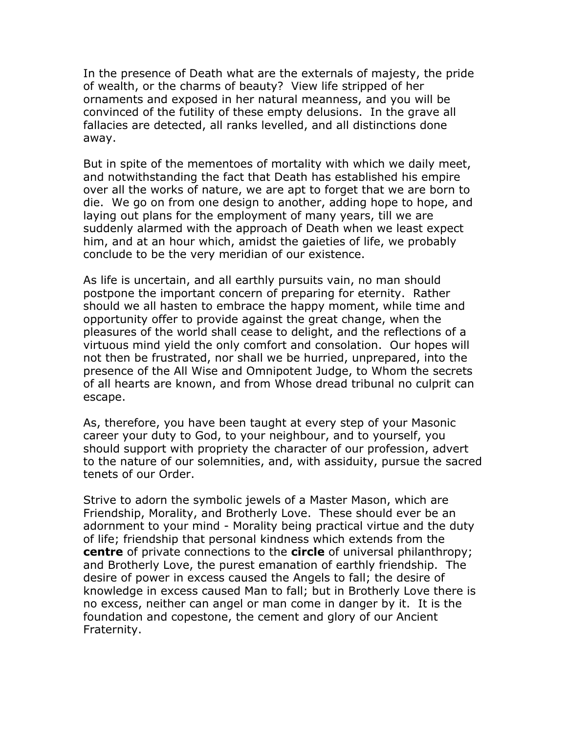In the presence of Death what are the externals of majesty, the pride of wealth, or the charms of beauty? View life stripped of her ornaments and exposed in her natural meanness, and you will be convinced of the futility of these empty delusions. In the grave all fallacies are detected, all ranks levelled, and all distinctions done away.

But in spite of the mementoes of mortality with which we daily meet, and notwithstanding the fact that Death has established his empire over all the works of nature, we are apt to forget that we are born to die. We go on from one design to another, adding hope to hope, and laying out plans for the employment of many years, till we are suddenly alarmed with the approach of Death when we least expect him, and at an hour which, amidst the gaieties of life, we probably conclude to be the very meridian of our existence.

As life is uncertain, and all earthly pursuits vain, no man should postpone the important concern of preparing for eternity. Rather should we all hasten to embrace the happy moment, while time and opportunity offer to provide against the great change, when the pleasures of the world shall cease to delight, and the reflections of a virtuous mind yield the only comfort and consolation. Our hopes will not then be frustrated, nor shall we be hurried, unprepared, into the presence of the All Wise and Omnipotent Judge, to Whom the secrets of all hearts are known, and from Whose dread tribunal no culprit can escape.

As, therefore, you have been taught at every step of your Masonic career your duty to God, to your neighbour, and to yourself, you should support with propriety the character of our profession, advert to the nature of our solemnities, and, with assiduity, pursue the sacred tenets of our Order.

Strive to adorn the symbolic jewels of a Master Mason, which are Friendship, Morality, and Brotherly Love. These should ever be an adornment to your mind - Morality being practical virtue and the duty of life; friendship that personal kindness which extends from the **centre** of private connections to the **circle** of universal philanthropy; and Brotherly Love, the purest emanation of earthly friendship. The desire of power in excess caused the Angels to fall; the desire of knowledge in excess caused Man to fall; but in Brotherly Love there is no excess, neither can angel or man come in danger by it. It is the foundation and copestone, the cement and glory of our Ancient Fraternity.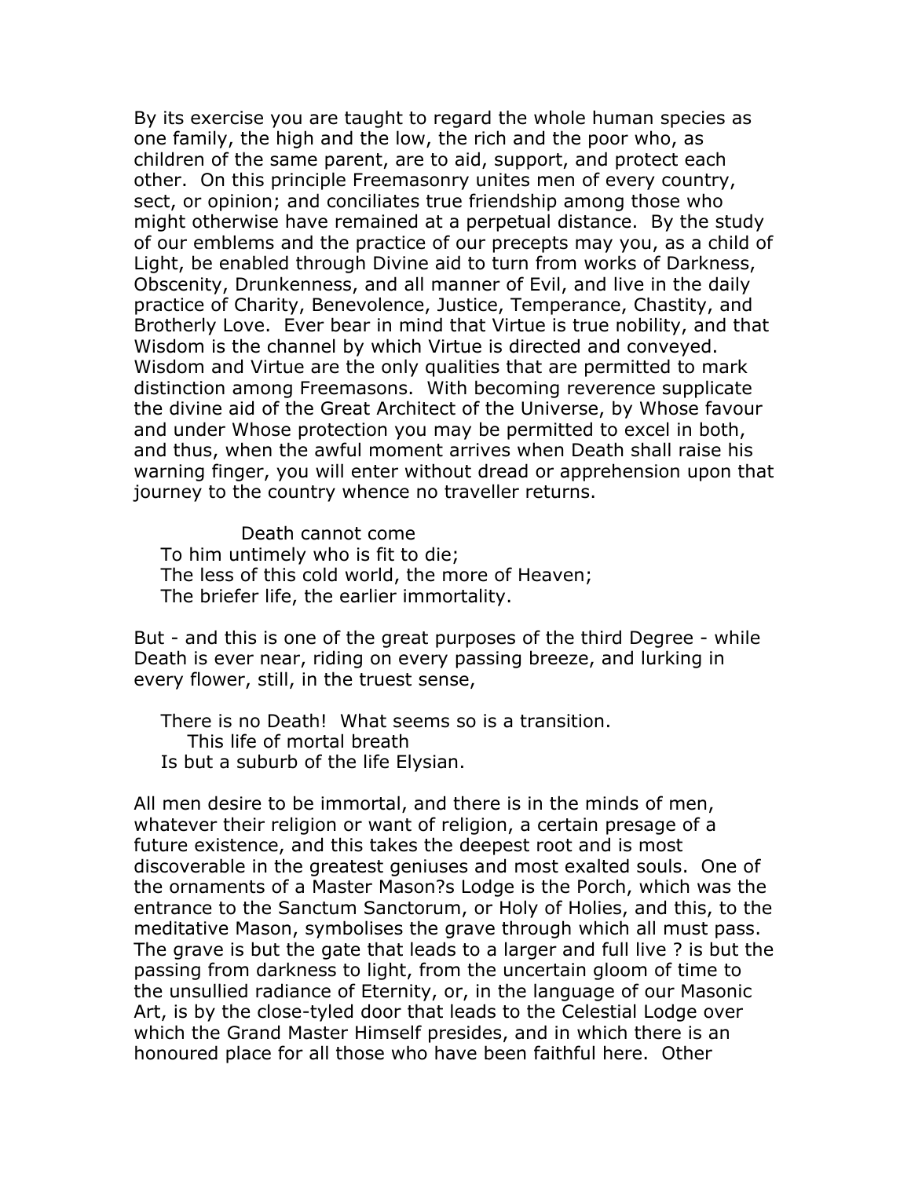By its exercise you are taught to regard the whole human species as one family, the high and the low, the rich and the poor who, as children of the same parent, are to aid, support, and protect each other. On this principle Freemasonry unites men of every country, sect, or opinion; and conciliates true friendship among those who might otherwise have remained at a perpetual distance. By the study of our emblems and the practice of our precepts may you, as a child of Light, be enabled through Divine aid to turn from works of Darkness, Obscenity, Drunkenness, and all manner of Evil, and live in the daily practice of Charity, Benevolence, Justice, Temperance, Chastity, and Brotherly Love. Ever bear in mind that Virtue is true nobility, and that Wisdom is the channel by which Virtue is directed and conveyed. Wisdom and Virtue are the only qualities that are permitted to mark distinction among Freemasons. With becoming reverence supplicate the divine aid of the Great Architect of the Universe, by Whose favour and under Whose protection you may be permitted to excel in both, and thus, when the awful moment arrives when Death shall raise his warning finger, you will enter without dread or apprehension upon that journey to the country whence no traveller returns.

> Death cannot come  
> To him untimely who is fit to die;  
> The less of this cold world, the more of Heaven;  
> The briefer life, the earlier immortality.

But - and this is one of the great purposes of the third Degree - while Death is ever near, riding on every passing breeze, and lurking in every flower, still, in the truest sense,

> There is no Death! What seems so is a transition.  
> This life of mortal breath  
> Is but a suburb of the life Elysian.

All men desire to be immortal, and there is in the minds of men, whatever their religion or want of religion, a certain presage of a future existence, and this takes the deepest root and is most discoverable in the greatest geniuses and most exalted souls. One of the ornaments of a Master Mason?s Lodge is the Porch, which was the entrance to the Sanctum Sanctorum, or Holy of Holies, and this, to the meditative Mason, symbolises the grave through which all must pass. The grave is but the gate that leads to a larger and full live ? is but the passing from darkness to light, from the uncertain gloom of time to the unsullied radiance of Eternity, or, in the language of our Masonic Art, is by the close-tyled door that leads to the Celestial Lodge over which the Grand Master Himself presides, and in which there is an honoured place for all those who have been faithful here. Other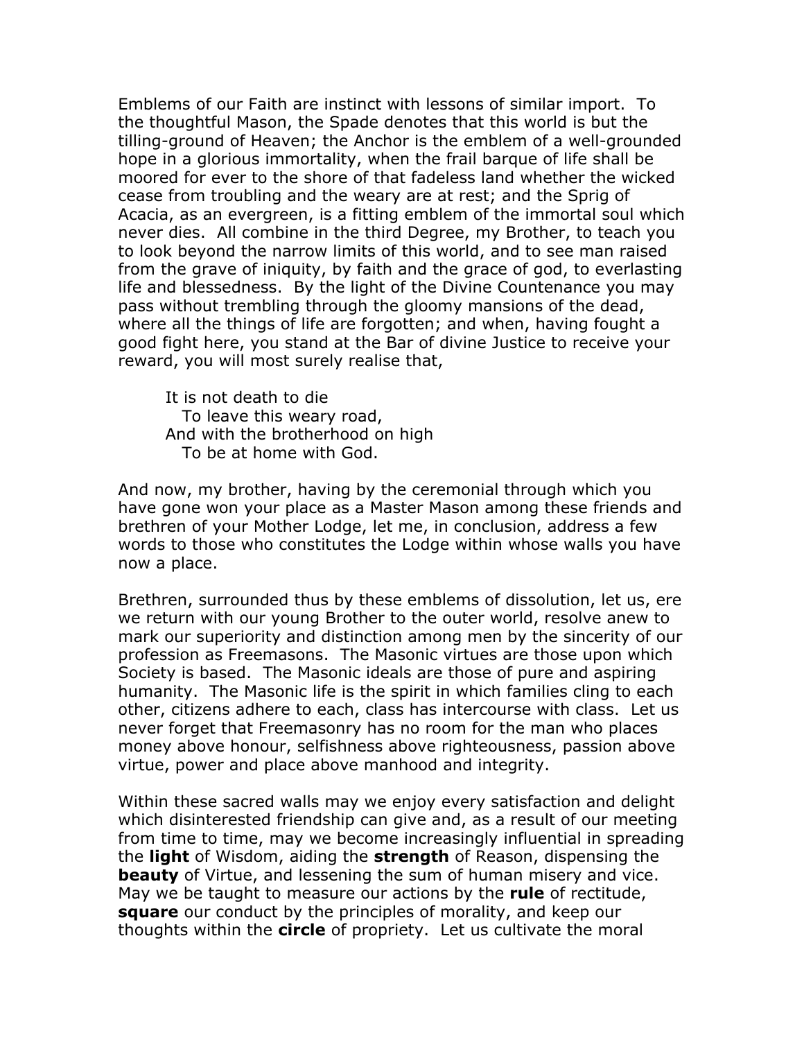Emblems of our Faith are instinct with lessons of similar import. To the thoughtful Mason, the Spade denotes that this world is but the tilling-ground of Heaven; the Anchor is the emblem of a well-grounded hope in a glorious immortality, when the frail barque of life shall be moored for ever to the shore of that fadeless land whether the wicked cease from troubling and the weary are at rest; and the Sprig of Acacia, as an evergreen, is a fitting emblem of the immortal soul which never dies. All combine in the third Degree, my Brother, to teach you to look beyond the narrow limits of this world, and to see man raised from the grave of iniquity, by faith and the grace of god, to everlasting life and blessedness. By the light of the Divine Countenance you may pass without trembling through the gloomy mansions of the dead, where all the things of life are forgotten; and when, having fought a good fight here, you stand at the Bar of divine Justice to receive your reward, you will most surely realise that,

> It is not death to die
> To leave this weary road,
> And with the brotherhood on high
> To be at home with God.

And now, my brother, having by the ceremonial through which you have gone won your place as a Master Mason among these friends and brethren of your Mother Lodge, let me, in conclusion, address a few words to those who constitutes the Lodge within whose walls you have now a place.

Brethren, surrounded thus by these emblems of dissolution, let us, ere we return with our young Brother to the outer world, resolve anew to mark our superiority and distinction among men by the sincerity of our profession as Freemasons. The Masonic virtues are those upon which Society is based. The Masonic ideals are those of pure and aspiring humanity. The Masonic life is the spirit in which families cling to each other, citizens adhere to each, class has intercourse with class. Let us never forget that Freemasonry has no room for the man who places money above honour, selfishness above righteousness, passion above virtue, power and place above manhood and integrity.

Within these sacred walls may we enjoy every satisfaction and delight which disinterested friendship can give and, as a result of our meeting from time to time, may we become increasingly influential in spreading the **light** of Wisdom, aiding the **strength** of Reason, dispensing the **beauty** of Virtue, and lessening the sum of human misery and vice. May we be taught to measure our actions by the **rule** of rectitude, **square** our conduct by the principles of morality, and keep our thoughts within the **circle** of propriety. Let us cultivate the moral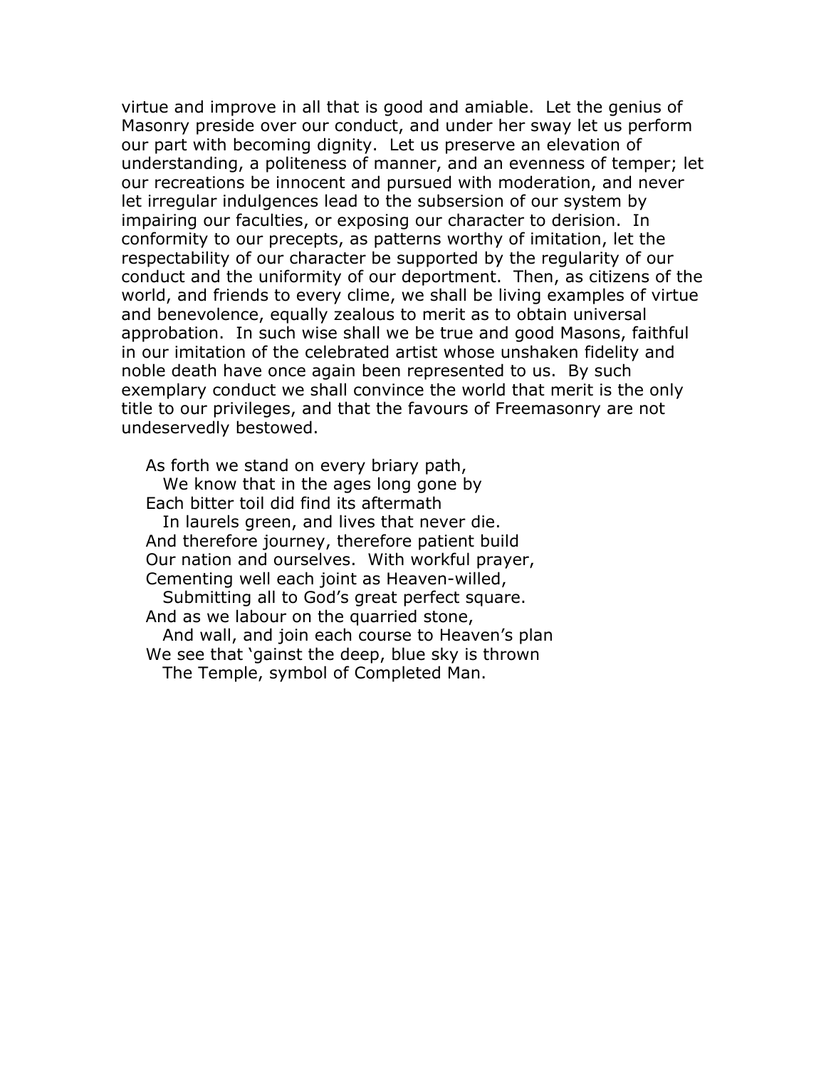virtue and improve in all that is good and amiable. Let the genius of Masonry preside over our conduct, and under her sway let us perform our part with becoming dignity. Let us preserve an elevation of understanding, a politeness of manner, and an evenness of temper; let our recreations be innocent and pursued with moderation, and never let irregular indulgences lead to the subsersion of our system by impairing our faculties, or exposing our character to derision. In conformity to our precepts, as patterns worthy of imitation, let the respectability of our character be supported by the regularity of our conduct and the uniformity of our deportment. Then, as citizens of the world, and friends to every clime, we shall be living examples of virtue and benevolence, equally zealous to merit as to obtain universal approbation. In such wise shall we be true and good Masons, faithful in our imitation of the celebrated artist whose unshaken fidelity and noble death have once again been represented to us. By such exemplary conduct we shall convince the world that merit is the only title to our privileges, and that the favours of Freemasonry are not undeservedly bestowed.

As forth we stand on every briary path,  
  We know that in the ages long gone by  
Each bitter toil did find its aftermath  
  In laurels green, and lives that never die.  
And therefore journey, therefore patient build  
Our nation and ourselves. With workful prayer,  
Cementing well each joint as Heaven-willed,  
  Submitting all to God's great perfect square.  
And as we labour on the quarried stone,  
  And wall, and join each course to Heaven's plan  
We see that 'gainst the deep, blue sky is thrown  
  The Temple, symbol of Completed Man.